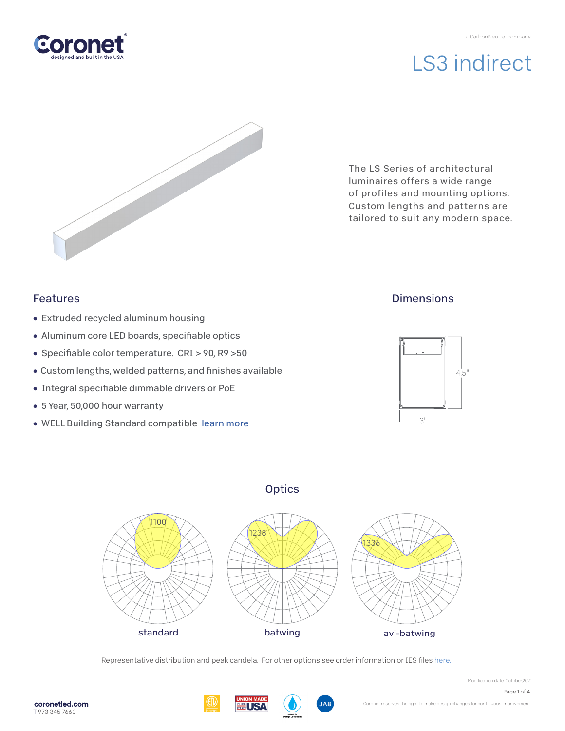Coronet
designed and built in the USA

a CarbonNeutral company

# LS3 indirect

The LS Series of architectural luminaires offers a wide range of profiles and mounting options. Custom lengths and patterns are tailored to suit any modern space.

## Features

- Extruded recycled aluminum housing
- Aluminum core LED boards, specifiable optics
- Specifiable color temperature. CRI > 90, R9 >50
- Custom lengths, welded patterns, and finishes available
- Integral specifiable dimmable drivers or PoE
- 5 Year, 50,000 hour warranty
- WELL Building Standard compatible [learn more]

## Dimensions

4.5"

3"

## Optics

1100 — standard

1238 — batwing

1336 — avi-batwing

Representative distribution and peak candela. For other options see order information or IES files here.

Modification date: October,2021

coronetled.com
T 973 345 7660

Coronet reserves the right to make design changes for continuous improvement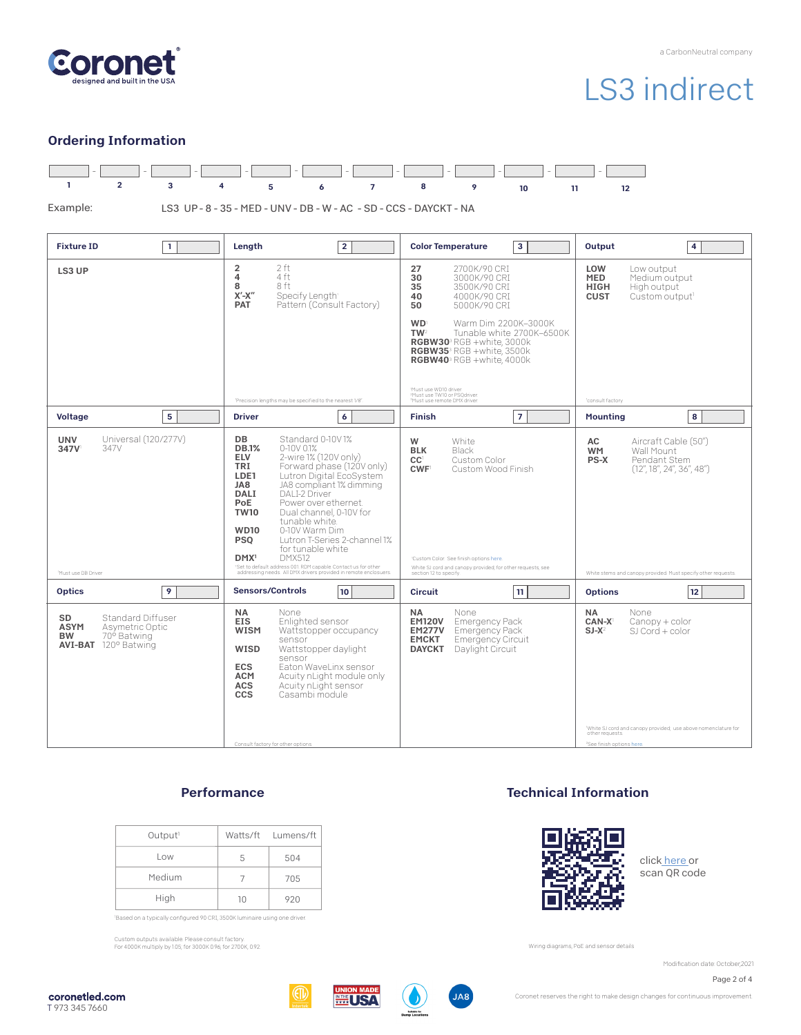# LS3 indirect

a CarbonNeutral company

## Ordering Information

1 - 2 - 3 - 4 - 5 - 6 - 7 - 8 - 9 - 10 - 11 - 12

Example: LS3 UP - 8 - 35 - MED - UNV - DB - W - AC - SD - CCS - DAYCKT - NA

### Fixture ID [1]

**LS3 UP**

### Length [2]

| Code | Description |
|---|---|
| **2** | 2 ft |
| **4** | 4 ft |
| **8** | 8 ft |
| **X'-X"** | Specify Length[1] |
| **PAT** | Pattern (Consult Factory) |

[1]Precision lengths may be specified to the nearest 1/8"

### Color Temperature [3]

| Code | Description |
|---|---|
| **27** | 2700K/90 CRI |
| **30** | 3000K/90 CRI |
| **35** | 3500K/90 CRI |
| **40** | 4000K/90 CRI |
| **50** | 5000K/90 CRI |
| **WD**[1] | Warm Dim 2200K–3000K |
| **TW**[2] | Tunable white 2700K–6500K |
| **RGBW30**[3] | RGB +white, 3000k |
| **RGBW35**[3] | RGB +white, 3500k |
| **RGBW40**[3] | RGB +white, 4000k |

[1]Must use WD10 driver.
[2]Must use TW10 or PSQdriver.
[3]Must use remote DMX driver.

### Output [4]

| Code | Description |
|---|---|
| **LOW** | Low output |
| **MED** | Medium output |
| **HIGH** | High output |
| **CUST** | Custom output[1] |

[1]consult factory

### Voltage [5]

| Code | Description |
|---|---|
| **UNV** | Universal (120/277V) |
| **347V**[1] | 347V |

[1]Must use DB Driver

### Driver [6]

| Code | Description |
|---|---|
| **DB** | Standard 0-10V 1% |
| **DB.1%** | 0-10V 0.1% |
| **ELV** | 2-wire 1% (120V only) |
| **TRI** | Forward phase (120V only) |
| **LDE1** | Lutron Digital EcoSystem |
| **JA8** | JA8 compliant 1% dimming |
| **DALI** | DALI-2 Driver |
| **PoE** | Power over ethernet |
| **TW10** | Dual channel, 0-10V for tunable white |
| **WD10** | 0-10V Warm Dim |
| **PSQ** | Lutron T-Series 2-channel 1% for tunable white |
| **DMX**[1] | DMX512 |

[1]Set to default address 001. RDM capable. Contact us for other addressing needs. All DMX drivers provided in remote enclosures.

### Finish [7]

| Code | Description |
|---|---|
| **W** | White |
| **BLK** | Black |
| **CC**[1] | Custom Color |
| **CWF**[1] | Custom Wood Finish |

[1]Custom Color. See finish options here.

White SJ cord and canopy provided, for other requests, see section 12 to specify.

### Mounting [8]

| Code | Description |
|---|---|
| **AC** | Aircraft Cable (50") |
| **WM** | Wall Mount |
| **PS-X** | Pendant Stem (12", 18", 24", 36", 48") |

White stems and canopy provided. Must specify other requests.

### Optics [9]

| Code | Description |
|---|---|
| **SD** | Standard Diffuser |
| **ASYM** | Asymetric Optic |
| **BW** | 70° Batwing |
| **AVI-BAT** | 120° Batwing |

### Sensors/Controls [10]

| Code | Description |
|---|---|
| **NA** | None |
| **EIS** | Enlighted sensor |
| **WISM** | Wattstopper occupancy sensor |
| **WISD** | Wattstopper daylight sensor |
| **ECS** | Eaton WaveLinx sensor |
| **ACM** | Acuity nLight module only |
| **ACS** | Acuity nLight sensor |
| **CCS** | Casambi module |

Consult factory for other options

### Circuit [11]

| Code | Description |
|---|---|
| **NA** | None |
| **EM120V** | Emergency Pack |
| **EM277V** | Emergency Pack |
| **EMCKT** | Emergency Circuit |
| **DAYCKT** | Daylight Circuit |

### Options [12]

| Code | Description |
|---|---|
| **NA** | None |
| **CAN-X**[1] | Canopy + color |
| **SJ-X**[2] | SJ Cord + color |

[1]White SJ cord and canopy provided, use above nomenclature for other requests.
[2]See finish options here

## Performance

| Output[1] | Watts/ft | Lumens/ft |
|---|---|---|
| Low | 5 | 504 |
| Medium | 7 | 705 |
| High | 10 | 920 |

[1]Based on a typically configured 90 CRI, 3500K luminaire using one driver.

Custom outputs available. Please consult factory.
For 4000K multiply by 1.05, for 3000K 0.96, for 2700K, 0.92

## Technical Information

click here or scan QR code

Wiring diagrams, PoE and sensor details

Modification date: October,2021

coronetled.com
T 973 345 7660

Coronet reserves the right to make design changes for continuous improvement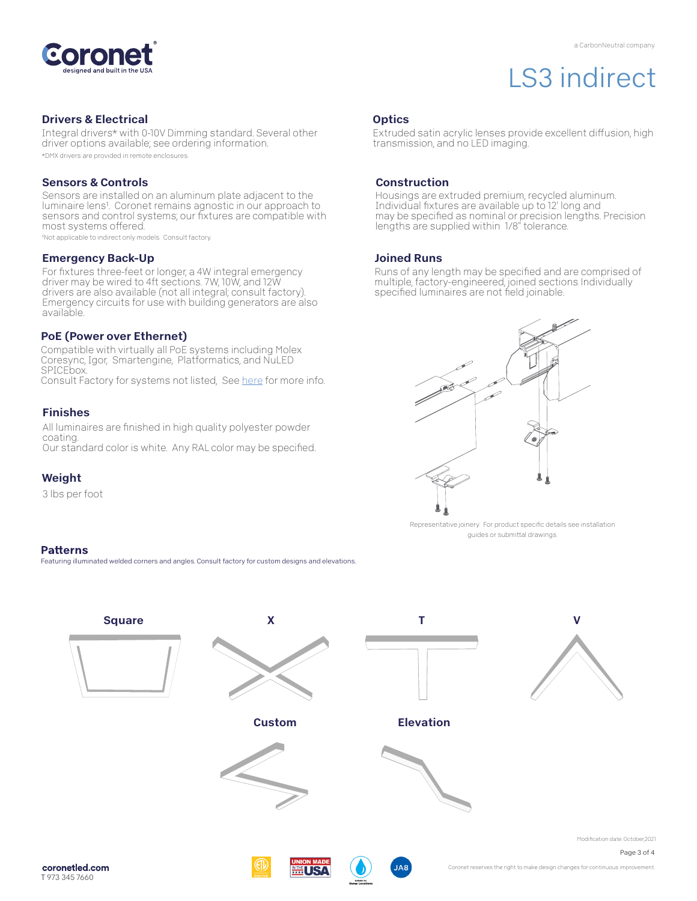# LS3 indirect

a CarbonNeutral company

## Drivers & Electrical

Integral drivers* with 0-10V Dimming standard. Several other driver options available; see ordering information.

*DMX drivers are provided in remote enclosures.

## Sensors & Controls

Sensors are installed on an aluminum plate adjacent to the luminaire lens[1]. Coronet remains agnostic in our approach to sensors and control systems; our fixtures are compatible with most systems offered.

[1]Not applicable to indirect only models. Consult factory.

## Emergency Back-Up

For fixtures three-feet or longer, a 4W integral emergency driver may be wired to 4ft sections. 7W, 10W, and 12W drivers are also available (not all integral; consult factory). Emergency circuits for use with building generators are also available.

## PoE (Power over Ethernet)

Compatible with virtually all PoE systems including Molex Coresync, Igor, Smartengine, Platformatics, and NuLED SPICEbox.
Consult Factory for systems not listed, See here for more info.

## Finishes

All luminaires are finished in high quality polyester powder coating.
Our standard color is white. Any RAL color may be specified.

## Weight

3 lbs per foot

## Optics

Extruded satin acrylic lenses provide excellent diffusion, high transmission, and no LED imaging.

## Construction

Housings are extruded premium, recycled aluminum. Individual fixtures are available up to 12' long and may be specified as nominal or precision lengths. Precision lengths are supplied within 1/8" tolerance.

## Joined Runs

Runs of any length may be specified and are comprised of multiple, factory-engineered, joined sections. Individually specified luminaires are not field joinable.

Representative joinery. For product specific details see installation guides or submittal drawings.

## Patterns

Featuring illuminated welded corners and angles. Consult factory for custom designs and elevations.

Square

X

T

V

Custom

Elevation

Modification date: October,2021

coronetled.com
T 973 345 7660

Coronet reserves the right to make design changes for continuous improvement.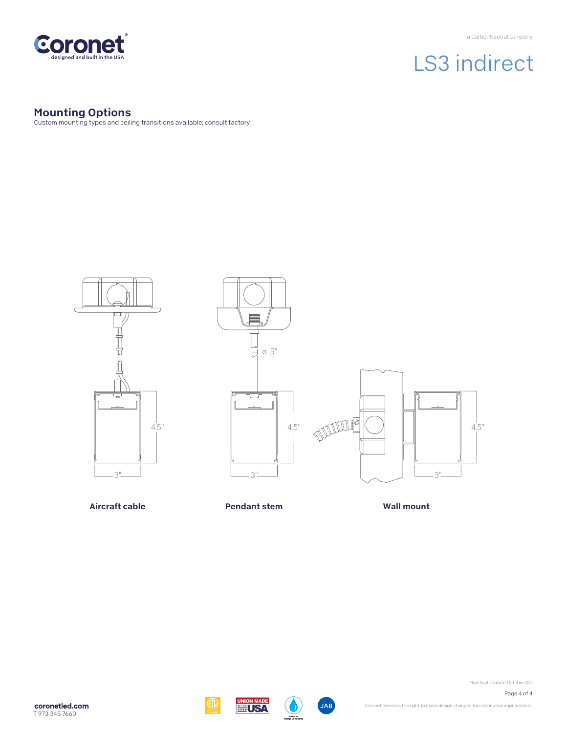a CarbonNeutral company

# LS3 indirect

## Mounting Options

Custom mounting types and ceiling transitions available; consult factory.

ø .5"

4.5"

3"

4.5"

3"

4.5"

3"

**Aircraft cable**

**Pendant stem**

**Wall mount**

Modification date: October,2021

**coronetled.com**
T 973 345 7660

Coronet reserves the right to make design changes for continuous improvement.